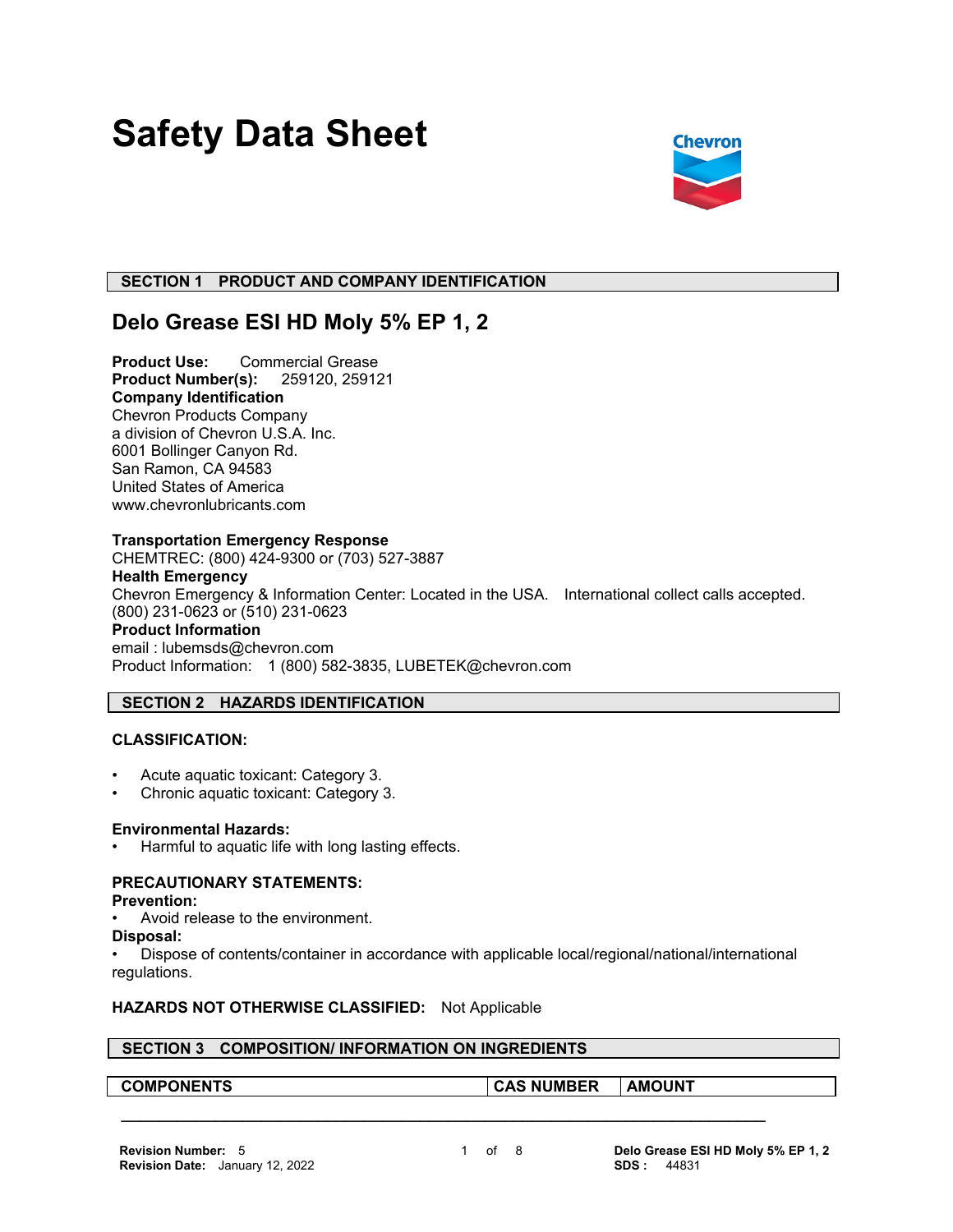# Safety Data Sheet

## SECTION 1 PRODUCT AND COMPANY IDENTIFICATION

## Delo Grease ESI HD Moly 5% EP 1, 2

**Product Use:** Commercial Grease
**Product Number(s):** 259120, 259121
**Company Identification**
Chevron Products Company
a division of Chevron U.S.A. Inc.
6001 Bollinger Canyon Rd.
San Ramon, CA 94583
United States of America
www.chevronlubricants.com

**Transportation Emergency Response**
CHEMTREC: (800) 424-9300 or (703) 527-3887
**Health Emergency**
Chevron Emergency & Information Center: Located in the USA. International collect calls accepted.
(800) 231-0623 or (510) 231-0623
**Product Information**
email : lubemsds@chevron.com
Product Information: 1 (800) 582-3835, LUBETEK@chevron.com

## SECTION 2 HAZARDS IDENTIFICATION

**CLASSIFICATION:**

- Acute aquatic toxicant: Category 3.
- Chronic aquatic toxicant: Category 3.

**Environmental Hazards:**
- Harmful to aquatic life with long lasting effects.

**PRECAUTIONARY STATEMENTS:**
**Prevention:**
- Avoid release to the environment.

**Disposal:**
- Dispose of contents/container in accordance with applicable local/regional/national/international regulations.

**HAZARDS NOT OTHERWISE CLASSIFIED:** Not Applicable

## SECTION 3 COMPOSITION/ INFORMATION ON INGREDIENTS

| COMPONENTS | CAS NUMBER | AMOUNT |
|---|---|---|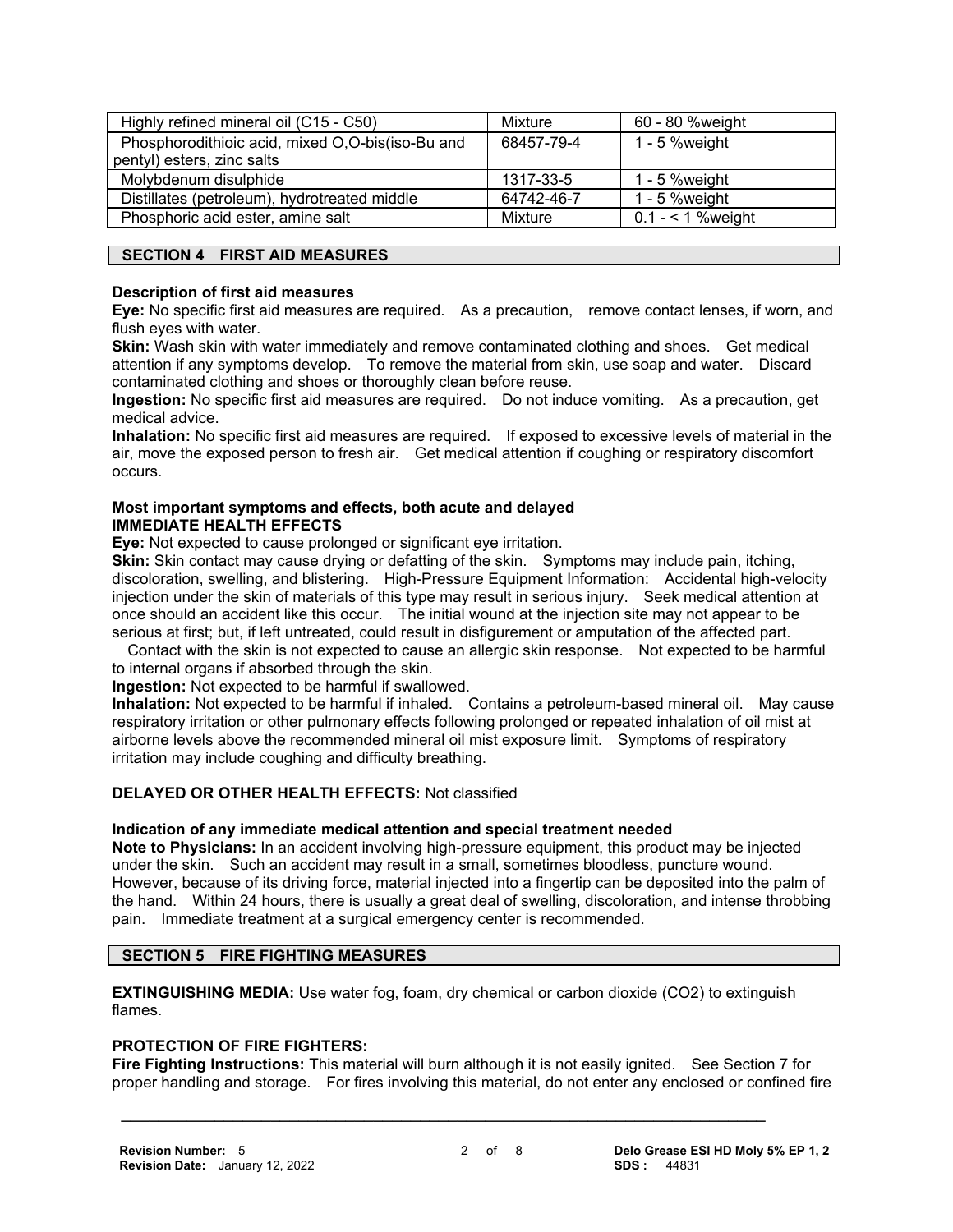| | | |
|---|---|---|
| Highly refined mineral oil (C15 - C50) | Mixture | 60 - 80 %weight |
| Phosphorodithioic acid, mixed O,O-bis(iso-Bu and pentyl) esters, zinc salts | 68457-79-4 | 1 - 5 %weight |
| Molybdenum disulphide | 1317-33-5 | 1 - 5 %weight |
| Distillates (petroleum), hydrotreated middle | 64742-46-7 | 1 - 5 %weight |
| Phosphoric acid ester, amine salt | Mixture | 0.1 - < 1 %weight |

## SECTION 4 FIRST AID MEASURES

**Description of first aid measures**

**Eye:** No specific first aid measures are required. As a precaution, remove contact lenses, if worn, and flush eyes with water.

**Skin:** Wash skin with water immediately and remove contaminated clothing and shoes. Get medical attention if any symptoms develop. To remove the material from skin, use soap and water. Discard contaminated clothing and shoes or thoroughly clean before reuse.

**Ingestion:** No specific first aid measures are required. Do not induce vomiting. As a precaution, get medical advice.

**Inhalation:** No specific first aid measures are required. If exposed to excessive levels of material in the air, move the exposed person to fresh air. Get medical attention if coughing or respiratory discomfort occurs.

**Most important symptoms and effects, both acute and delayed**

**IMMEDIATE HEALTH EFFECTS**

**Eye:** Not expected to cause prolonged or significant eye irritation.

**Skin:** Skin contact may cause drying or defatting of the skin. Symptoms may include pain, itching, discoloration, swelling, and blistering. High-Pressure Equipment Information: Accidental high-velocity injection under the skin of materials of this type may result in serious injury. Seek medical attention at once should an accident like this occur. The initial wound at the injection site may not appear to be serious at first; but, if left untreated, could result in disfigurement or amputation of the affected part.

Contact with the skin is not expected to cause an allergic skin response. Not expected to be harmful to internal organs if absorbed through the skin.

**Ingestion:** Not expected to be harmful if swallowed.

**Inhalation:** Not expected to be harmful if inhaled. Contains a petroleum-based mineral oil. May cause respiratory irritation or other pulmonary effects following prolonged or repeated inhalation of oil mist at airborne levels above the recommended mineral oil mist exposure limit. Symptoms of respiratory irritation may include coughing and difficulty breathing.

**DELAYED OR OTHER HEALTH EFFECTS:** Not classified

**Indication of any immediate medical attention and special treatment needed**

**Note to Physicians:** In an accident involving high-pressure equipment, this product may be injected under the skin. Such an accident may result in a small, sometimes bloodless, puncture wound. However, because of its driving force, material injected into a fingertip can be deposited into the palm of the hand. Within 24 hours, there is usually a great deal of swelling, discoloration, and intense throbbing pain. Immediate treatment at a surgical emergency center is recommended.

## SECTION 5 FIRE FIGHTING MEASURES

**EXTINGUISHING MEDIA:** Use water fog, foam, dry chemical or carbon dioxide ($CO_2$) to extinguish flames.

**PROTECTION OF FIRE FIGHTERS:**

**Fire Fighting Instructions:** This material will burn although it is not easily ignited. See Section 7 for proper handling and storage. For fires involving this material, do not enter any enclosed or confined fire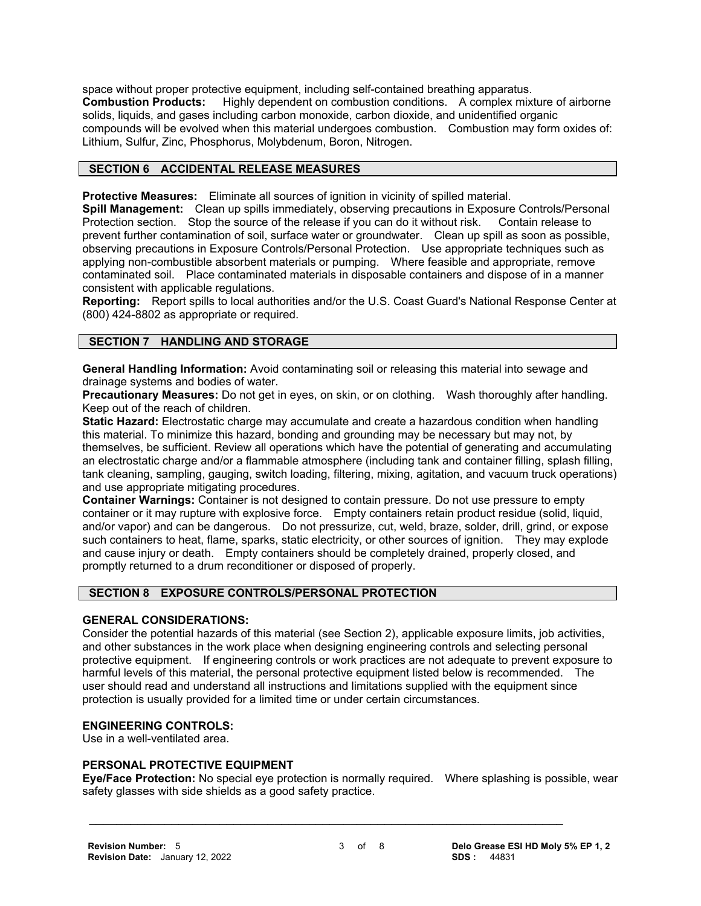space without proper protective equipment, including self-contained breathing apparatus.
**Combustion Products:** Highly dependent on combustion conditions. A complex mixture of airborne solids, liquids, and gases including carbon monoxide, carbon dioxide, and unidentified organic compounds will be evolved when this material undergoes combustion. Combustion may form oxides of: Lithium, Sulfur, Zinc, Phosphorus, Molybdenum, Boron, Nitrogen.

## SECTION 6 ACCIDENTAL RELEASE MEASURES

**Protective Measures:** Eliminate all sources of ignition in vicinity of spilled material.
**Spill Management:** Clean up spills immediately, observing precautions in Exposure Controls/Personal Protection section. Stop the source of the release if you can do it without risk. Contain release to prevent further contamination of soil, surface water or groundwater. Clean up spill as soon as possible, observing precautions in Exposure Controls/Personal Protection. Use appropriate techniques such as applying non-combustible absorbent materials or pumping. Where feasible and appropriate, remove contaminated soil. Place contaminated materials in disposable containers and dispose of in a manner consistent with applicable regulations.
**Reporting:** Report spills to local authorities and/or the U.S. Coast Guard's National Response Center at (800) 424-8802 as appropriate or required.

## SECTION 7 HANDLING AND STORAGE

**General Handling Information:** Avoid contaminating soil or releasing this material into sewage and drainage systems and bodies of water.
**Precautionary Measures:** Do not get in eyes, on skin, or on clothing. Wash thoroughly after handling. Keep out of the reach of children.
**Static Hazard:** Electrostatic charge may accumulate and create a hazardous condition when handling this material. To minimize this hazard, bonding and grounding may be necessary but may not, by themselves, be sufficient. Review all operations which have the potential of generating and accumulating an electrostatic charge and/or a flammable atmosphere (including tank and container filling, splash filling, tank cleaning, sampling, gauging, switch loading, filtering, mixing, agitation, and vacuum truck operations) and use appropriate mitigating procedures.
**Container Warnings:** Container is not designed to contain pressure. Do not use pressure to empty container or it may rupture with explosive force. Empty containers retain product residue (solid, liquid, and/or vapor) and can be dangerous. Do not pressurize, cut, weld, braze, solder, drill, grind, or expose such containers to heat, flame, sparks, static electricity, or other sources of ignition. They may explode and cause injury or death. Empty containers should be completely drained, properly closed, and promptly returned to a drum reconditioner or disposed of properly.

## SECTION 8 EXPOSURE CONTROLS/PERSONAL PROTECTION

### GENERAL CONSIDERATIONS:

Consider the potential hazards of this material (see Section 2), applicable exposure limits, job activities, and other substances in the work place when designing engineering controls and selecting personal protective equipment. If engineering controls or work practices are not adequate to prevent exposure to harmful levels of this material, the personal protective equipment listed below is recommended. The user should read and understand all instructions and limitations supplied with the equipment since protection is usually provided for a limited time or under certain circumstances.

### ENGINEERING CONTROLS:

Use in a well-ventilated area.

### PERSONAL PROTECTIVE EQUIPMENT

**Eye/Face Protection:** No special eye protection is normally required. Where splashing is possible, wear safety glasses with side shields as a good safety practice.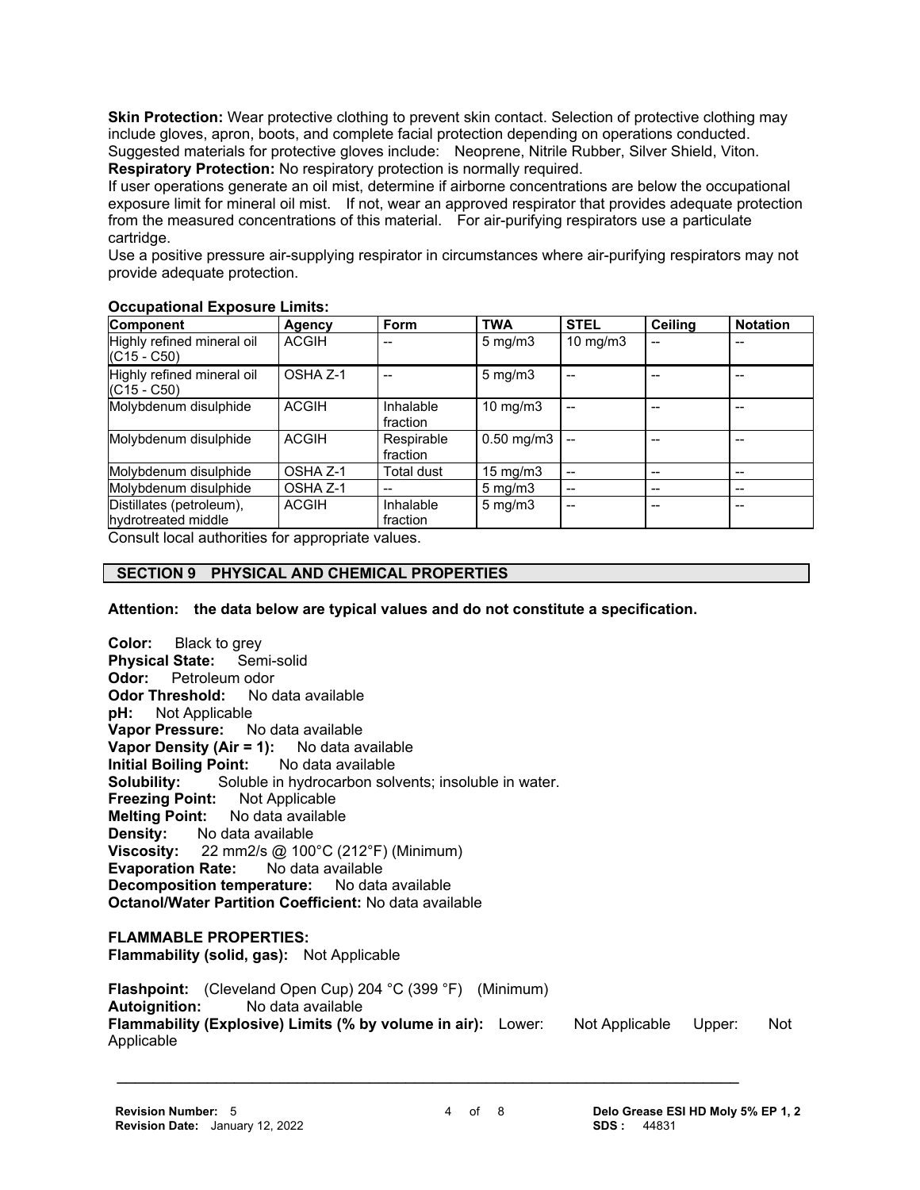**Skin Protection:** Wear protective clothing to prevent skin contact. Selection of protective clothing may include gloves, apron, boots, and complete facial protection depending on operations conducted. Suggested materials for protective gloves include: Neoprene, Nitrile Rubber, Silver Shield, Viton.

**Respiratory Protection:** No respiratory protection is normally required.

If user operations generate an oil mist, determine if airborne concentrations are below the occupational exposure limit for mineral oil mist. If not, wear an approved respirator that provides adequate protection from the measured concentrations of this material. For air-purifying respirators use a particulate cartridge.

Use a positive pressure air-supplying respirator in circumstances where air-purifying respirators may not provide adequate protection.

**Occupational Exposure Limits:**

| Component | Agency | Form | TWA | STEL | Ceiling | Notation |
|---|---|---|---|---|---|---|
| Highly refined mineral oil (C15 - C50) | ACGIH | -- | 5 mg/m3 | 10 mg/m3 | -- | -- |
| Highly refined mineral oil (C15 - C50) | OSHA Z-1 | -- | 5 mg/m3 | -- | -- | -- |
| Molybdenum disulphide | ACGIH | Inhalable fraction | 10 mg/m3 | -- | -- | -- |
| Molybdenum disulphide | ACGIH | Respirable fraction | 0.50 mg/m3 | -- | -- | -- |
| Molybdenum disulphide | OSHA Z-1 | Total dust | 15 mg/m3 | -- | -- | -- |
| Molybdenum disulphide | OSHA Z-1 | -- | 5 mg/m3 | -- | -- | -- |
| Distillates (petroleum), hydrotreated middle | ACGIH | Inhalable fraction | 5 mg/m3 | -- | -- | -- |

Consult local authorities for appropriate values.

## SECTION 9 PHYSICAL AND CHEMICAL PROPERTIES

**Attention: the data below are typical values and do not constitute a specification.**

**Color:** Black to grey
**Physical State:** Semi-solid
**Odor:** Petroleum odor
**Odor Threshold:** No data available
**pH:** Not Applicable
**Vapor Pressure:** No data available
**Vapor Density (Air = 1):** No data available
**Initial Boiling Point:** No data available
**Solubility:** Soluble in hydrocarbon solvents; insoluble in water.
**Freezing Point:** Not Applicable
**Melting Point:** No data available
**Density:** No data available
**Viscosity:** 22 mm2/s @ 100°C (212°F) (Minimum)
**Evaporation Rate:** No data available
**Decomposition temperature:** No data available
**Octanol/Water Partition Coefficient:** No data available

**FLAMMABLE PROPERTIES:**
**Flammability (solid, gas):** Not Applicable

**Flashpoint:** (Cleveland Open Cup) 204 °C (399 °F) (Minimum)
**Autoignition:** No data available
**Flammability (Explosive) Limits (% by volume in air):** Lower: Not Applicable Upper: Not Applicable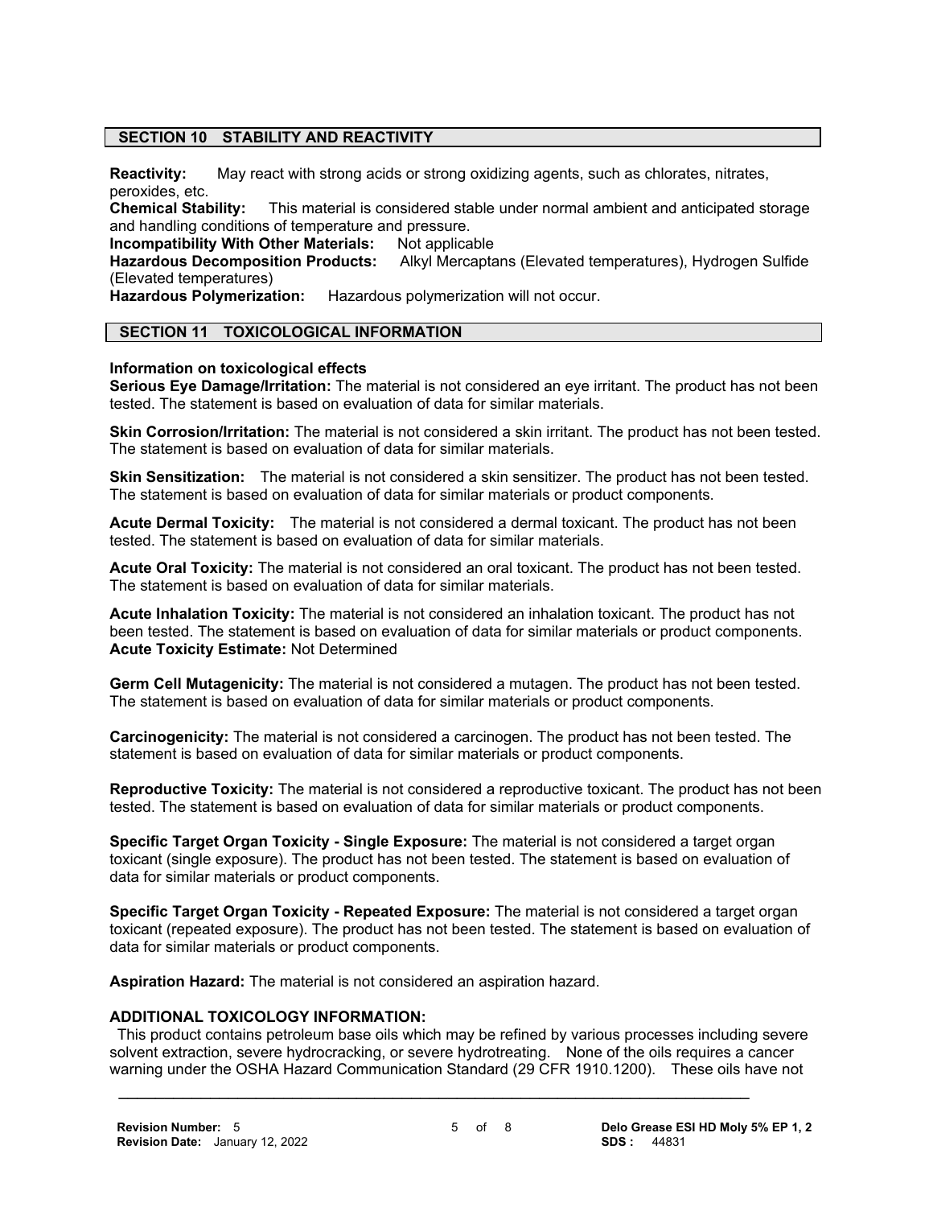## SECTION 10 STABILITY AND REACTIVITY

**Reactivity:** May react with strong acids or strong oxidizing agents, such as chlorates, nitrates, peroxides, etc.
**Chemical Stability:** This material is considered stable under normal ambient and anticipated storage and handling conditions of temperature and pressure.
**Incompatibility With Other Materials:** Not applicable
**Hazardous Decomposition Products:** Alkyl Mercaptans (Elevated temperatures), Hydrogen Sulfide (Elevated temperatures)
**Hazardous Polymerization:** Hazardous polymerization will not occur.

## SECTION 11 TOXICOLOGICAL INFORMATION

**Information on toxicological effects**
**Serious Eye Damage/Irritation:** The material is not considered an eye irritant. The product has not been tested. The statement is based on evaluation of data for similar materials.

**Skin Corrosion/Irritation:** The material is not considered a skin irritant. The product has not been tested. The statement is based on evaluation of data for similar materials.

**Skin Sensitization:** The material is not considered a skin sensitizer. The product has not been tested. The statement is based on evaluation of data for similar materials or product components.

**Acute Dermal Toxicity:** The material is not considered a dermal toxicant. The product has not been tested. The statement is based on evaluation of data for similar materials.

**Acute Oral Toxicity:** The material is not considered an oral toxicant. The product has not been tested. The statement is based on evaluation of data for similar materials.

**Acute Inhalation Toxicity:** The material is not considered an inhalation toxicant. The product has not been tested. The statement is based on evaluation of data for similar materials or product components.
**Acute Toxicity Estimate:** Not Determined

**Germ Cell Mutagenicity:** The material is not considered a mutagen. The product has not been tested. The statement is based on evaluation of data for similar materials or product components.

**Carcinogenicity:** The material is not considered a carcinogen. The product has not been tested. The statement is based on evaluation of data for similar materials or product components.

**Reproductive Toxicity:** The material is not considered a reproductive toxicant. The product has not been tested. The statement is based on evaluation of data for similar materials or product components.

**Specific Target Organ Toxicity - Single Exposure:** The material is not considered a target organ toxicant (single exposure). The product has not been tested. The statement is based on evaluation of data for similar materials or product components.

**Specific Target Organ Toxicity - Repeated Exposure:** The material is not considered a target organ toxicant (repeated exposure). The product has not been tested. The statement is based on evaluation of data for similar materials or product components.

**Aspiration Hazard:** The material is not considered an aspiration hazard.

**ADDITIONAL TOXICOLOGY INFORMATION:**
This product contains petroleum base oils which may be refined by various processes including severe solvent extraction, severe hydrocracking, or severe hydrotreating. None of the oils requires a cancer warning under the OSHA Hazard Communication Standard (29 CFR 1910.1200). These oils have not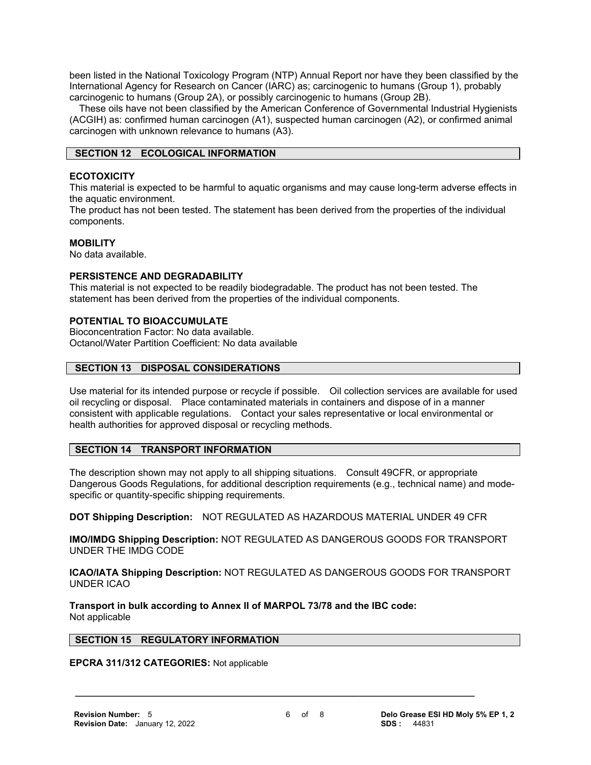been listed in the National Toxicology Program (NTP) Annual Report nor have they been classified by the International Agency for Research on Cancer (IARC) as; carcinogenic to humans (Group 1), probably carcinogenic to humans (Group 2A), or possibly carcinogenic to humans (Group 2B).

These oils have not been classified by the American Conference of Governmental Industrial Hygienists (ACGIH) as: confirmed human carcinogen (A1), suspected human carcinogen (A2), or confirmed animal carcinogen with unknown relevance to humans (A3).

## SECTION 12 ECOLOGICAL INFORMATION

**ECOTOXICITY**
This material is expected to be harmful to aquatic organisms and may cause long-term adverse effects in the aquatic environment.
The product has not been tested. The statement has been derived from the properties of the individual components.

**MOBILITY**
No data available.

**PERSISTENCE AND DEGRADABILITY**
This material is not expected to be readily biodegradable. The product has not been tested. The statement has been derived from the properties of the individual components.

**POTENTIAL TO BIOACCUMULATE**
Bioconcentration Factor: No data available.
Octanol/Water Partition Coefficient: No data available

## SECTION 13 DISPOSAL CONSIDERATIONS

Use material for its intended purpose or recycle if possible. Oil collection services are available for used oil recycling or disposal. Place contaminated materials in containers and dispose of in a manner consistent with applicable regulations. Contact your sales representative or local environmental or health authorities for approved disposal or recycling methods.

## SECTION 14 TRANSPORT INFORMATION

The description shown may not apply to all shipping situations. Consult 49CFR, or appropriate Dangerous Goods Regulations, for additional description requirements (e.g., technical name) and mode-specific or quantity-specific shipping requirements.

**DOT Shipping Description:** NOT REGULATED AS HAZARDOUS MATERIAL UNDER 49 CFR

**IMO/IMDG Shipping Description:** NOT REGULATED AS DANGEROUS GOODS FOR TRANSPORT UNDER THE IMDG CODE

**ICAO/IATA Shipping Description:** NOT REGULATED AS DANGEROUS GOODS FOR TRANSPORT UNDER ICAO

**Transport in bulk according to Annex II of MARPOL 73/78 and the IBC code:**
Not applicable

## SECTION 15 REGULATORY INFORMATION

**EPCRA 311/312 CATEGORIES:** Not applicable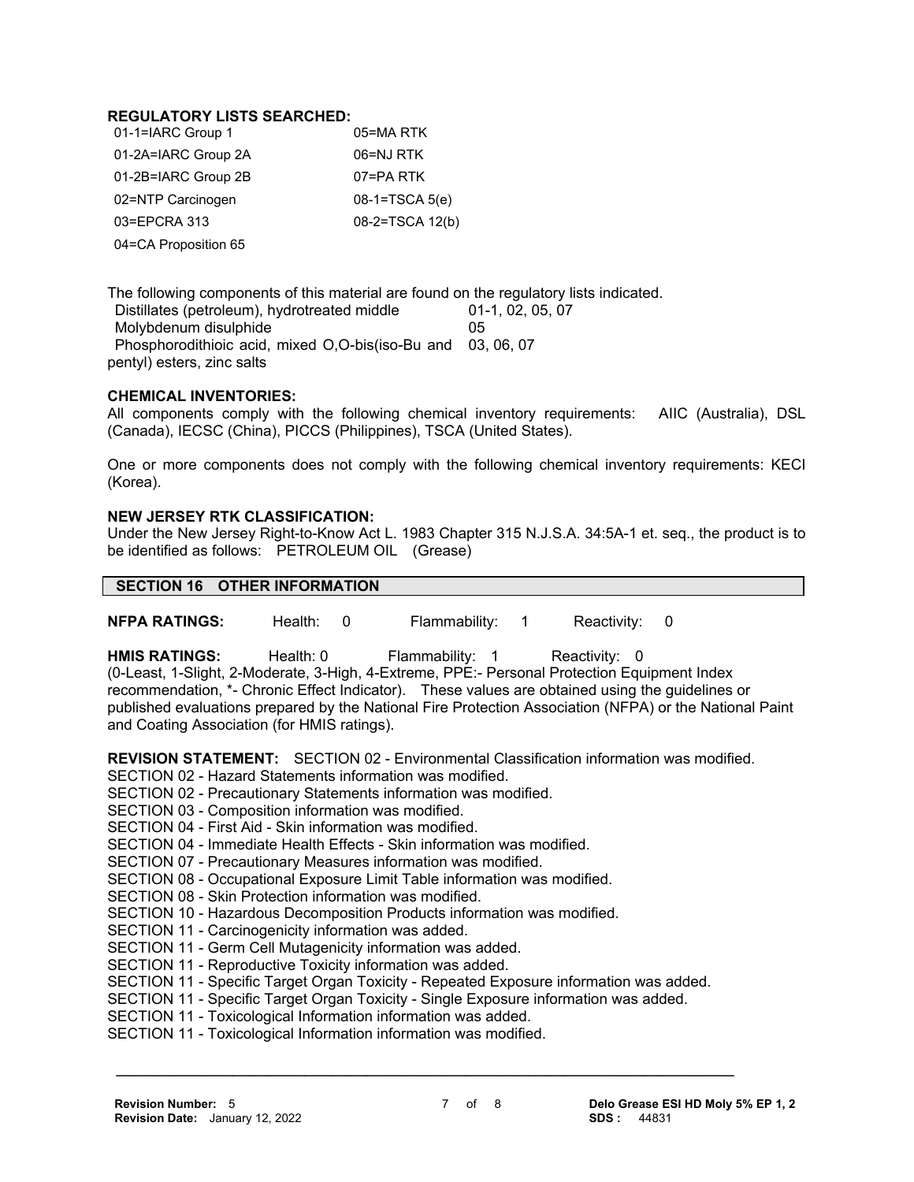**REGULATORY LISTS SEARCHED:**

| | |
|---|---|
| 01-1=IARC Group 1 | 05=MA RTK |
| 01-2A=IARC Group 2A | 06=NJ RTK |
| 01-2B=IARC Group 2B | 07=PA RTK |
| 02=NTP Carcinogen | 08-1=TSCA 5(e) |
| 03=EPCRA 313 | 08-2=TSCA 12(b) |
| 04=CA Proposition 65 | |

The following components of this material are found on the regulatory lists indicated.

| | |
|---|---|
| Distillates (petroleum), hydrotreated middle | 01-1, 02, 05, 07 |
| Molybdenum disulphide | 05 |
| Phosphorodithioic acid, mixed O,O-bis(iso-Bu and pentyl) esters, zinc salts | 03, 06, 07 |

**CHEMICAL INVENTORIES:**

All components comply with the following chemical inventory requirements: AIIC (Australia), DSL (Canada), IECSC (China), PICCS (Philippines), TSCA (United States).

One or more components does not comply with the following chemical inventory requirements: KECI (Korea).

**NEW JERSEY RTK CLASSIFICATION:**

Under the New Jersey Right-to-Know Act L. 1983 Chapter 315 N.J.S.A. 34:5A-1 et. seq., the product is to be identified as follows: PETROLEUM OIL (Grease)

## SECTION 16 OTHER INFORMATION

**NFPA RATINGS:** Health: 0 Flammability: 1 Reactivity: 0

**HMIS RATINGS:** Health: 0 Flammability: 1 Reactivity: 0

(0-Least, 1-Slight, 2-Moderate, 3-High, 4-Extreme, PPE:- Personal Protection Equipment Index recommendation, *- Chronic Effect Indicator). These values are obtained using the guidelines or published evaluations prepared by the National Fire Protection Association (NFPA) or the National Paint and Coating Association (for HMIS ratings).

**REVISION STATEMENT:** SECTION 02 - Environmental Classification information was modified.
SECTION 02 - Hazard Statements information was modified.
SECTION 02 - Precautionary Statements information was modified.
SECTION 03 - Composition information was modified.
SECTION 04 - First Aid - Skin information was modified.
SECTION 04 - Immediate Health Effects - Skin information was modified.
SECTION 07 - Precautionary Measures information was modified.
SECTION 08 - Occupational Exposure Limit Table information was modified.
SECTION 08 - Skin Protection information was modified.
SECTION 10 - Hazardous Decomposition Products information was modified.
SECTION 11 - Carcinogenicity information was added.
SECTION 11 - Germ Cell Mutagenicity information was added.
SECTION 11 - Reproductive Toxicity information was added.
SECTION 11 - Specific Target Organ Toxicity - Repeated Exposure information was added.
SECTION 11 - Specific Target Organ Toxicity - Single Exposure information was added.
SECTION 11 - Toxicological Information information was added.
SECTION 11 - Toxicological Information information was modified.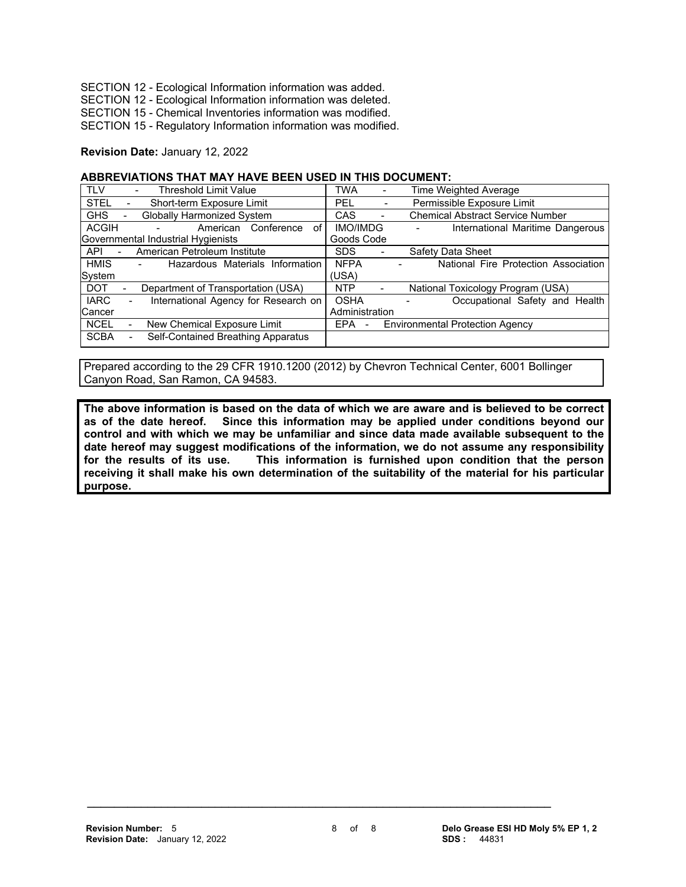SECTION 12 - Ecological Information information was added.
SECTION 12 - Ecological Information information was deleted.
SECTION 15 - Chemical Inventories information was modified.
SECTION 15 - Regulatory Information information was modified.

**Revision Date:** January 12, 2022

**ABBREVIATIONS THAT MAY HAVE BEEN USED IN THIS DOCUMENT:**

| | |
|---|---|
| TLV - Threshold Limit Value | TWA - Time Weighted Average |
| STEL - Short-term Exposure Limit | PEL - Permissible Exposure Limit |
| GHS - Globally Harmonized System | CAS - Chemical Abstract Service Number |
| ACGIH - American Conference of Governmental Industrial Hygienists | IMO/IMDG - International Maritime Dangerous Goods Code |
| API - American Petroleum Institute | SDS - Safety Data Sheet |
| HMIS - Hazardous Materials Information System | NFPA - National Fire Protection Association (USA) |
| DOT - Department of Transportation (USA) | NTP - National Toxicology Program (USA) |
| IARC - International Agency for Research on Cancer | OSHA - Occupational Safety and Health Administration |
| NCEL - New Chemical Exposure Limit | EPA - Environmental Protection Agency |
| SCBA - Self-Contained Breathing Apparatus | |

Prepared according to the 29 CFR 1910.1200 (2012) by Chevron Technical Center, 6001 Bollinger Canyon Road, San Ramon, CA 94583.

**The above information is based on the data of which we are aware and is believed to be correct as of the date hereof. Since this information may be applied under conditions beyond our control and with which we may be unfamiliar and since data made available subsequent to the date hereof may suggest modifications of the information, we do not assume any responsibility for the results of its use. This information is furnished upon condition that the person receiving it shall make his own determination of the suitability of the material for his particular purpose.**